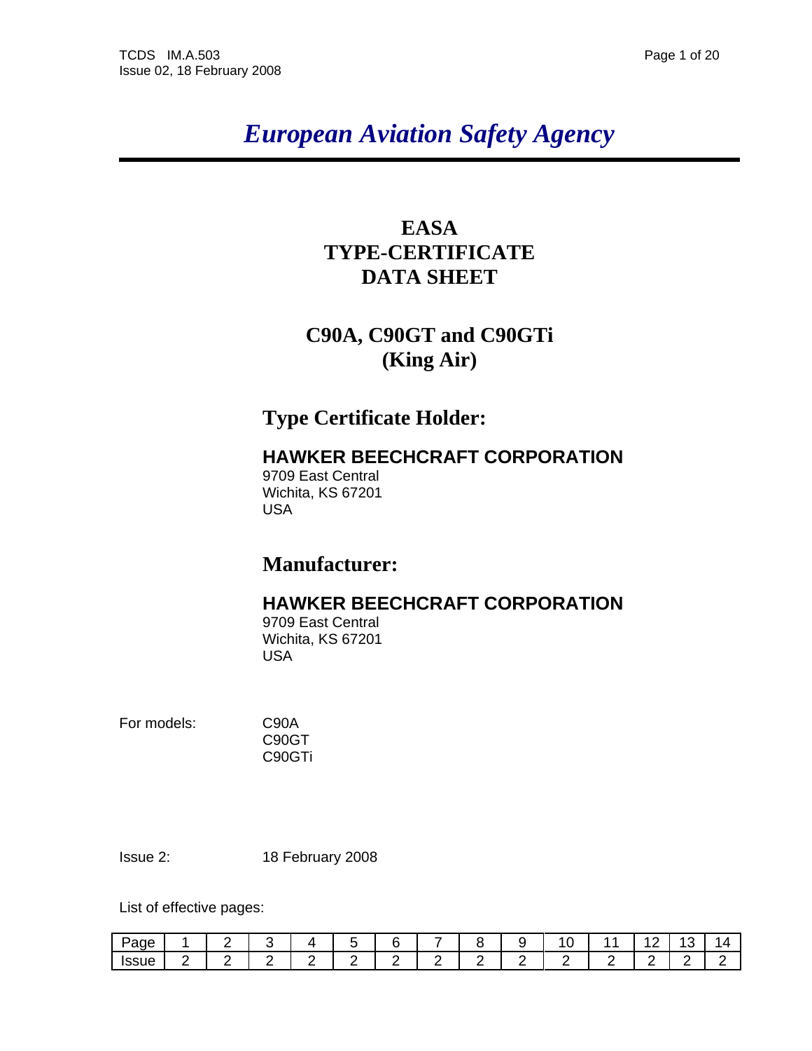# *European Aviation Safety Agency*

## EASA
## TYPE-CERTIFICATE
## DATA SHEET

## C90A, C90GT and C90GTi
## (King Air)

### Type Certificate Holder:

**HAWKER BEECHCRAFT CORPORATION**
9709 East Central
Wichita, KS 67201
USA

### Manufacturer:

**HAWKER BEECHCRAFT CORPORATION**
9709 East Central
Wichita, KS 67201
USA

For models: C90A
C90GT
C90GTi

Issue 2: 18 February 2008

List of effective pages:

| Page | 1 | 2 | 3 | 4 | 5 | 6 | 7 | 8 | 9 | 10 | 11 | 12 | 13 | 14 |
|---|---|---|---|---|---|---|---|---|---|---|---|---|---|---|
| Issue | 2 | 2 | 2 | 2 | 2 | 2 | 2 | 2 | 2 | 2 | 2 | 2 | 2 | 2 |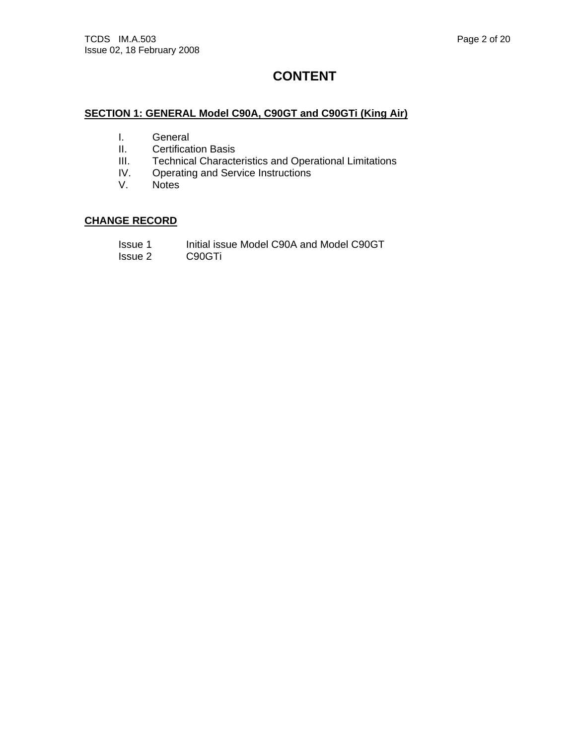# CONTENT

## SECTION 1: GENERAL Model C90A, C90GT and C90GTi (King Air)

I. General
II. Certification Basis
III. Technical Characteristics and Operational Limitations
IV. Operating and Service Instructions
V. Notes

## CHANGE RECORD

| | |
|---|---|
| Issue 1 | Initial issue Model C90A and Model C90GT |
| Issue 2 | C90GTi |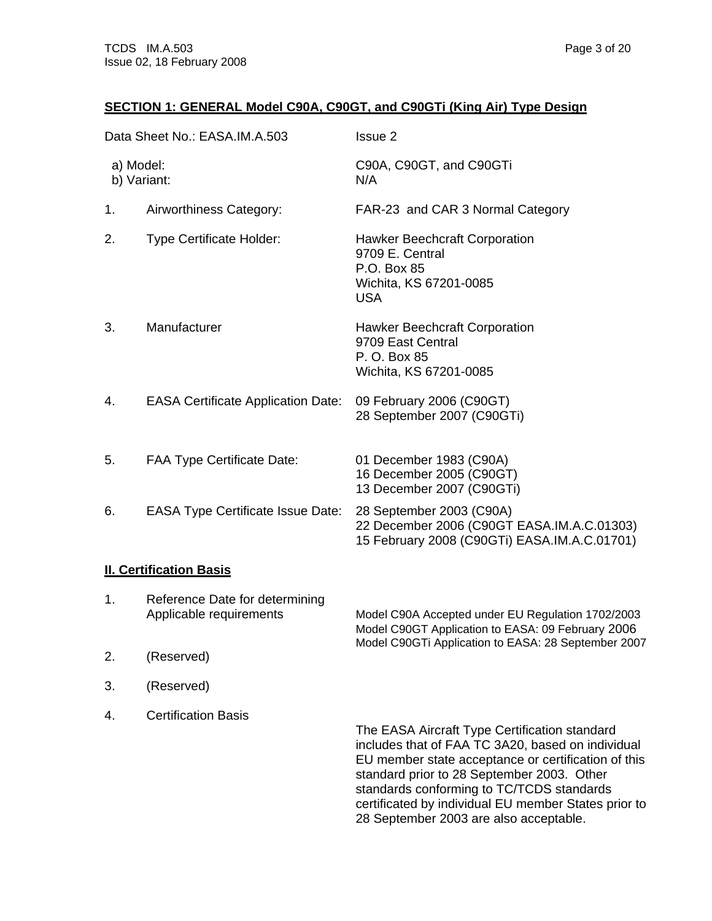## SECTION 1: GENERAL Model C90A, C90GT, and C90GTi (King Air) Type Design

| | | |
|---|---|---|
| Data Sheet No.: EASA.IM.A.503 | | Issue 2 |
| a) Model: | | C90A, C90GT, and C90GTi |
| b) Variant: | | N/A |
| 1. | Airworthiness Category: | FAR-23 and CAR 3 Normal Category |
| 2. | Type Certificate Holder: | Hawker Beechcraft Corporation<br>9709 E. Central<br>P.O. Box 85<br>Wichita, KS 67201-0085<br>USA |
| 3. | Manufacturer | Hawker Beechcraft Corporation<br>9709 East Central<br>P. O. Box 85<br>Wichita, KS 67201-0085 |
| 4. | EASA Certificate Application Date: | 09 February 2006 (C90GT)<br>28 September 2007 (C90GTi) |
| 5. | FAA Type Certificate Date: | 01 December 1983 (C90A)<br>16 December 2005 (C90GT)<br>13 December 2007 (C90GTi) |
| 6. | EASA Type Certificate Issue Date: | 28 September 2003 (C90A)<br>22 December 2006 (C90GT EASA.IM.A.C.01303)<br>15 February 2008 (C90GTi) EASA.IM.A.C.01701) |

## II. Certification Basis

| | | |
|---|---|---|
| 1. | Reference Date for determining Applicable requirements | Model C90A Accepted under EU Regulation 1702/2003<br>Model C90GT Application to EASA: 09 February 2006<br>Model C90GTi Application to EASA: 28 September 2007 |
| 2. | (Reserved) | |
| 3. | (Reserved) | |
| 4. | Certification Basis | The EASA Aircraft Type Certification standard includes that of FAA TC 3A20, based on individual EU member state acceptance or certification of this standard prior to 28 September 2003. Other standards conforming to TC/TCDS standards certificated by individual EU member States prior to 28 September 2003 are also acceptable. |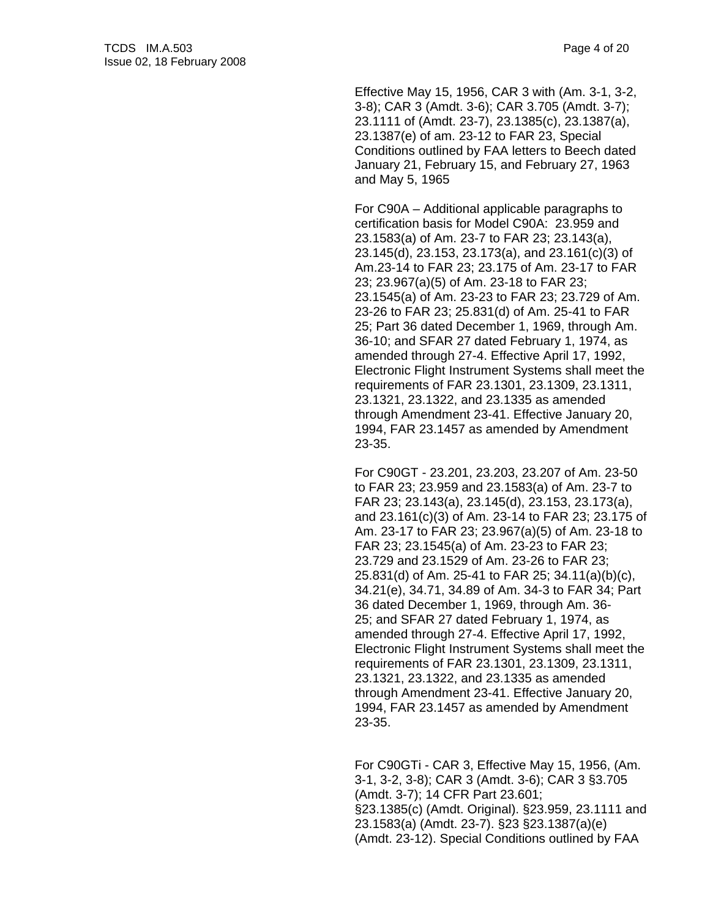Effective May 15, 1956, CAR 3 with (Am. 3-1, 3-2, 3-8); CAR 3 (Amdt. 3-6); CAR 3.705 (Amdt. 3-7); 23.1111 of (Amdt. 23-7), 23.1385(c), 23.1387(a), 23.1387(e) of am. 23-12 to FAR 23, Special Conditions outlined by FAA letters to Beech dated January 21, February 15, and February 27, 1963 and May 5, 1965

For C90A – Additional applicable paragraphs to certification basis for Model C90A: 23.959 and 23.1583(a) of Am. 23-7 to FAR 23; 23.143(a), 23.145(d), 23.153, 23.173(a), and 23.161(c)(3) of Am.23-14 to FAR 23; 23.175 of Am. 23-17 to FAR 23; 23.967(a)(5) of Am. 23-18 to FAR 23; 23.1545(a) of Am. 23-23 to FAR 23; 23.729 of Am. 23-26 to FAR 23; 25.831(d) of Am. 25-41 to FAR 25; Part 36 dated December 1, 1969, through Am. 36-10; and SFAR 27 dated February 1, 1974, as amended through 27-4. Effective April 17, 1992, Electronic Flight Instrument Systems shall meet the requirements of FAR 23.1301, 23.1309, 23.1311, 23.1321, 23.1322, and 23.1335 as amended through Amendment 23-41. Effective January 20, 1994, FAR 23.1457 as amended by Amendment 23-35.

For C90GT - 23.201, 23.203, 23.207 of Am. 23-50 to FAR 23; 23.959 and 23.1583(a) of Am. 23-7 to FAR 23; 23.143(a), 23.145(d), 23.153, 23.173(a), and 23.161(c)(3) of Am. 23-14 to FAR 23; 23.175 of Am. 23-17 to FAR 23; 23.967(a)(5) of Am. 23-18 to FAR 23; 23.1545(a) of Am. 23-23 to FAR 23; 23.729 and 23.1529 of Am. 23-26 to FAR 23; 25.831(d) of Am. 25-41 to FAR 25; 34.11(a)(b)(c), 34.21(e), 34.71, 34.89 of Am. 34-3 to FAR 34; Part 36 dated December 1, 1969, through Am. 36-25; and SFAR 27 dated February 1, 1974, as amended through 27-4. Effective April 17, 1992, Electronic Flight Instrument Systems shall meet the requirements of FAR 23.1301, 23.1309, 23.1311, 23.1321, 23.1322, and 23.1335 as amended through Amendment 23-41. Effective January 20, 1994, FAR 23.1457 as amended by Amendment 23-35.

For C90GTi - CAR 3, Effective May 15, 1956, (Am. 3-1, 3-2, 3-8); CAR 3 (Amdt. 3-6); CAR 3 §3.705 (Amdt. 3-7); 14 CFR Part 23.601; §23.1385(c) (Amdt. Original). §23.959, 23.1111 and 23.1583(a) (Amdt. 23-7). §23 §23.1387(a)(e) (Amdt. 23-12). Special Conditions outlined by FAA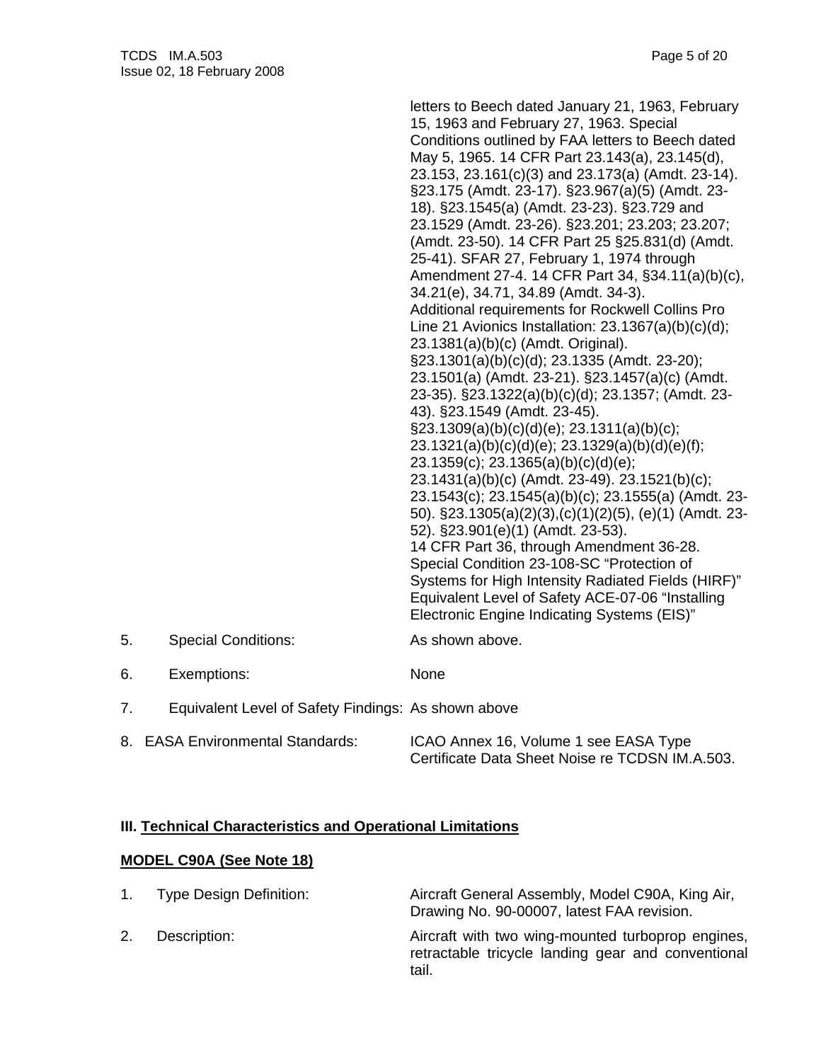letters to Beech dated January 21, 1963, February 15, 1963 and February 27, 1963. Special Conditions outlined by FAA letters to Beech dated May 5, 1965. 14 CFR Part 23.143(a), 23.145(d), 23.153, 23.161(c)(3) and 23.173(a) (Amdt. 23-14). §23.175 (Amdt. 23-17). §23.967(a)(5) (Amdt. 23-18). §23.1545(a) (Amdt. 23-23). §23.729 and 23.1529 (Amdt. 23-26). §23.201; 23.203; 23.207; (Amdt. 23-50). 14 CFR Part 25 §25.831(d) (Amdt. 25-41). SFAR 27, February 1, 1974 through Amendment 27-4. 14 CFR Part 34, §34.11(a)(b)(c), 34.21(e), 34.71, 34.89 (Amdt. 34-3).
Additional requirements for Rockwell Collins Pro Line 21 Avionics Installation: 23.1367(a)(b)(c)(d); 23.1381(a)(b)(c) (Amdt. Original).
§23.1301(a)(b)(c)(d); 23.1335 (Amdt. 23-20); 23.1501(a) (Amdt. 23-21). §23.1457(a)(c) (Amdt. 23-35). §23.1322(a)(b)(c)(d); 23.1357; (Amdt. 23-43). §23.1549 (Amdt. 23-45).
§23.1309(a)(b)(c)(d)(e); 23.1311(a)(b)(c); 23.1321(a)(b)(c)(d)(e); 23.1329(a)(b)(d)(e)(f); 23.1359(c); 23.1365(a)(b)(c)(d)(e); 23.1431(a)(b)(c) (Amdt. 23-49). 23.1521(b)(c); 23.1543(c); 23.1545(a)(b)(c); 23.1555(a) (Amdt. 23-50). §23.1305(a)(2)(3),(c)(1)(2)(5), (e)(1) (Amdt. 23-52). §23.901(e)(1) (Amdt. 23-53).
14 CFR Part 36, through Amendment 36-28.
Special Condition 23-108-SC "Protection of Systems for High Intensity Radiated Fields (HIRF)"
Equivalent Level of Safety ACE-07-06 "Installing Electronic Engine Indicating Systems (EIS)"

5. Special Conditions: As shown above.

6. Exemptions: None

7. Equivalent Level of Safety Findings: As shown above

8. EASA Environmental Standards: ICAO Annex 16, Volume 1 see EASA Type Certificate Data Sheet Noise re TCDSN IM.A.503.

## III. Technical Characteristics and Operational Limitations

### MODEL C90A (See Note 18)

1. Type Design Definition: Aircraft General Assembly, Model C90A, King Air, Drawing No. 90-00007, latest FAA revision.

2. Description: Aircraft with two wing-mounted turboprop engines, retractable tricycle landing gear and conventional tail.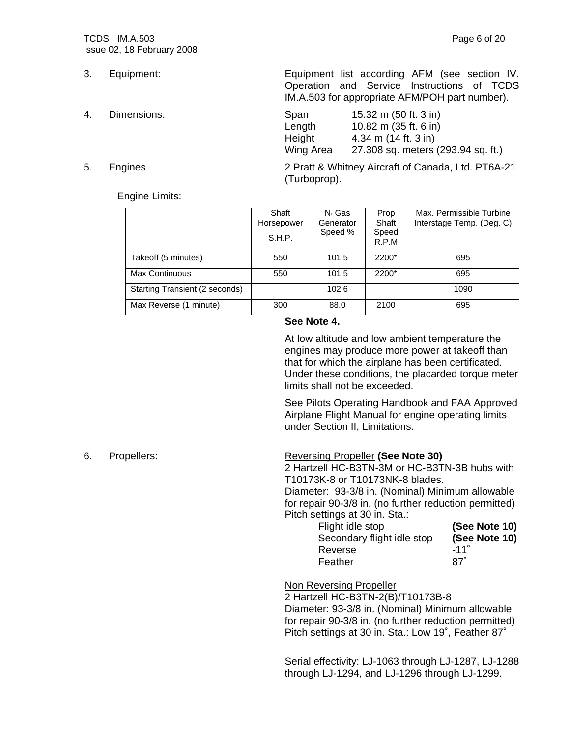3. Equipment: Equipment list according AFM (see section IV. Operation and Service Instructions of TCDS IM.A.503 for appropriate AFM/POH part number).

4. Dimensions:

| | |
|---|---|
| Span | 15.32 m (50 ft. 3 in) |
| Length | 10.82 m (35 ft. 6 in) |
| Height | 4.34 m (14 ft. 3 in) |
| Wing Area | 27.308 sq. meters (293.94 sq. ft.) |

5. Engines: 2 Pratt & Whitney Aircraft of Canada, Ltd. PT6A-21 (Turboprop).

Engine Limits:

| | Shaft Horsepower S.H.P. | $N_1$ Gas Generator Speed % | Prop Shaft Speed R.P.M | Max. Permissible Turbine Interstage Temp. (Deg. C) |
|---|---|---|---|---|
| Takeoff (5 minutes) | 550 | 101.5 | 2200* | 695 |
| Max Continuous | 550 | 101.5 | 2200* | 695 |
| Starting Transient (2 seconds) | | 102.6 | | 1090 |
| Max Reverse (1 minute) | 300 | 88.0 | 2100 | 695 |

**See Note 4.**

At low altitude and low ambient temperature the engines may produce more power at takeoff than that for which the airplane has been certificated. Under these conditions, the placarded torque meter limits shall not be exceeded.

See Pilots Operating Handbook and FAA Approved Airplane Flight Manual for engine operating limits under Section II, Limitations.

6. Propellers:

Reversing Propeller **(See Note 30)**
2 Hartzell HC-B3TN-3M or HC-B3TN-3B hubs with T10173K-8 or T10173NK-8 blades.
Diameter: 93-3/8 in. (Nominal) Minimum allowable for repair 90-3/8 in. (no further reduction permitted)
Pitch settings at 30 in. Sta.:

| | |
|---|---|
| Flight idle stop | **(See Note 10)** |
| Secondary flight idle stop | **(See Note 10)** |
| Reverse | -11° |
| Feather | 87° |

Non Reversing Propeller
2 Hartzell HC-B3TN-2(B)/T10173B-8
Diameter: 93-3/8 in. (Nominal) Minimum allowable for repair 90-3/8 in. (no further reduction permitted)
Pitch settings at 30 in. Sta.: Low 19°, Feather 87°

Serial effectivity: LJ-1063 through LJ-1287, LJ-1288 through LJ-1294, and LJ-1296 through LJ-1299.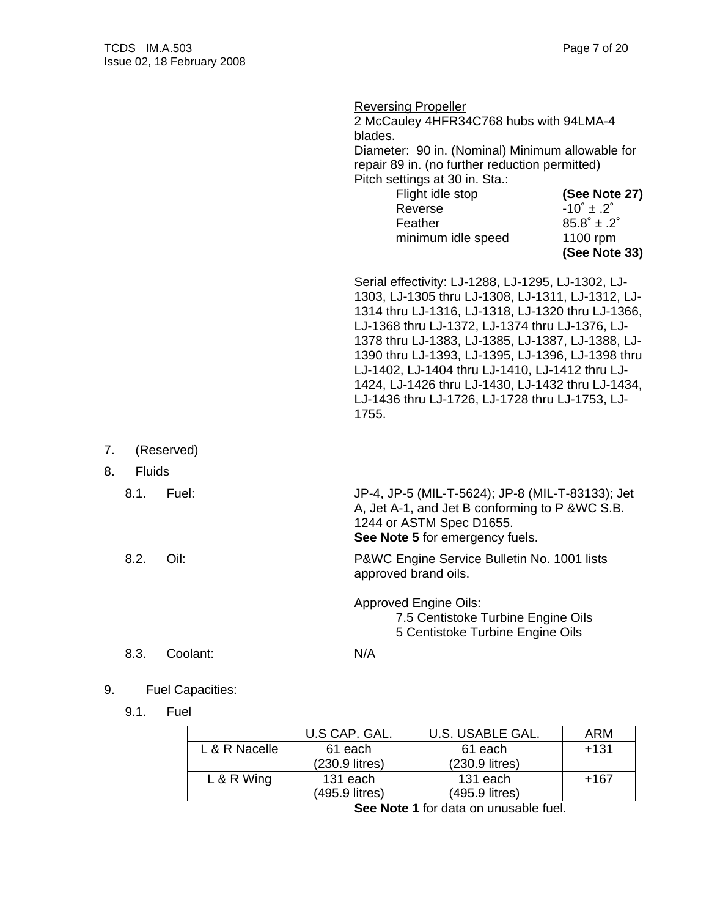Reversing Propeller
2 McCauley 4HFR34C768 hubs with 94LMA-4 blades.
Diameter: 90 in. (Nominal) Minimum allowable for repair 89 in. (no further reduction permitted)
Pitch settings at 30 in. Sta.:

| | |
|---|---|
| Flight idle stop | **(See Note 27)** |
| Reverse | -10˚ ± .2˚ |
| Feather | 85.8˚ ± .2˚ |
| minimum idle speed | 1100 rpm **(See Note 33)** |

Serial effectivity: LJ-1288, LJ-1295, LJ-1302, LJ-1303, LJ-1305 thru LJ-1308, LJ-1311, LJ-1312, LJ-1314 thru LJ-1316, LJ-1318, LJ-1320 thru LJ-1366, LJ-1368 thru LJ-1372, LJ-1374 thru LJ-1376, LJ-1378 thru LJ-1383, LJ-1385, LJ-1387, LJ-1388, LJ-1390 thru LJ-1393, LJ-1395, LJ-1396, LJ-1398 thru LJ-1402, LJ-1404 thru LJ-1410, LJ-1412 thru LJ-1424, LJ-1426 thru LJ-1430, LJ-1432 thru LJ-1434, LJ-1436 thru LJ-1726, LJ-1728 thru LJ-1753, LJ-1755.

7. (Reserved)

8. Fluids

8.1. Fuel: JP-4, JP-5 (MIL-T-5624); JP-8 (MIL-T-83133); Jet A, Jet A-1, and Jet B conforming to P &WC S.B. 1244 or ASTM Spec D1655.
**See Note 5** for emergency fuels.

8.2. Oil: P&WC Engine Service Bulletin No. 1001 lists approved brand oils.

Approved Engine Oils:
7.5 Centistoke Turbine Engine Oils
5 Centistoke Turbine Engine Oils

8.3. Coolant: N/A

9. Fuel Capacities:

9.1. Fuel

| | U.S CAP. GAL. | U.S. USABLE GAL. | ARM |
|---|---|---|---|
| L & R Nacelle | 61 each (230.9 litres) | 61 each (230.9 litres) | +131 |
| L & R Wing | 131 each (495.9 litres) | 131 each (495.9 litres) | +167 |

**See Note 1** for data on unusable fuel.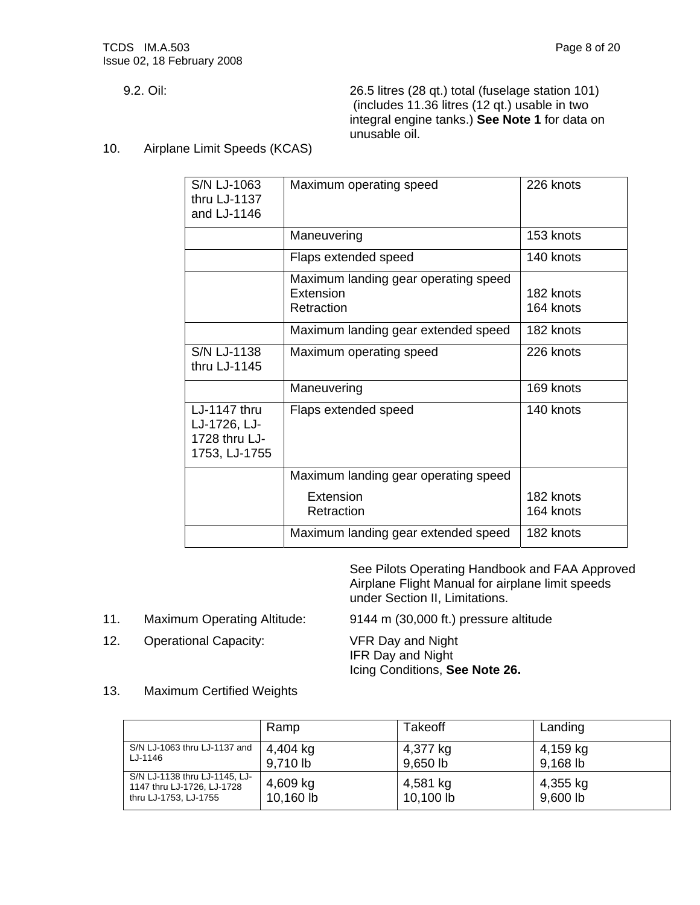9.2. Oil: 26.5 litres (28 qt.) total (fuselage station 101) (includes 11.36 litres (12 qt.) usable in two integral engine tanks.) **See Note 1** for data on unusable oil.

10. Airplane Limit Speeds (KCAS)

| | | |
|---|---|---|
| S/N LJ-1063 thru LJ-1137 and LJ-1146 | Maximum operating speed | 226 knots |
| | Maneuvering | 153 knots |
| | Flaps extended speed | 140 knots |
| | Maximum landing gear operating speed<br>Extension<br>Retraction | <br>182 knots<br>164 knots |
| | Maximum landing gear extended speed | 182 knots |
| S/N LJ-1138 thru LJ-1145 | Maximum operating speed | 226 knots |
| | Maneuvering | 169 knots |
| LJ-1147 thru LJ-1726, LJ-1728 thru LJ-1753, LJ-1755 | Flaps extended speed | 140 knots |
| | Maximum landing gear operating speed<br>Extension<br>Retraction | <br>182 knots<br>164 knots |
| | Maximum landing gear extended speed | 182 knots |

See Pilots Operating Handbook and FAA Approved Airplane Flight Manual for airplane limit speeds under Section II, Limitations.

11. Maximum Operating Altitude: 9144 m (30,000 ft.) pressure altitude

12. Operational Capacity: VFR Day and Night
IFR Day and Night
Icing Conditions, **See Note 26.**

13. Maximum Certified Weights

| | Ramp | Takeoff | Landing |
|---|---|---|---|
| S/N LJ-1063 thru LJ-1137 and LJ-1146 | 4,404 kg<br>9,710 lb | 4,377 kg<br>9,650 lb | 4,159 kg<br>9,168 lb |
| S/N LJ-1138 thru LJ-1145, LJ-1147 thru LJ-1726, LJ-1728 thru LJ-1753, LJ-1755 | 4,609 kg<br>10,160 lb | 4,581 kg<br>10,100 lb | 4,355 kg<br>9,600 lb |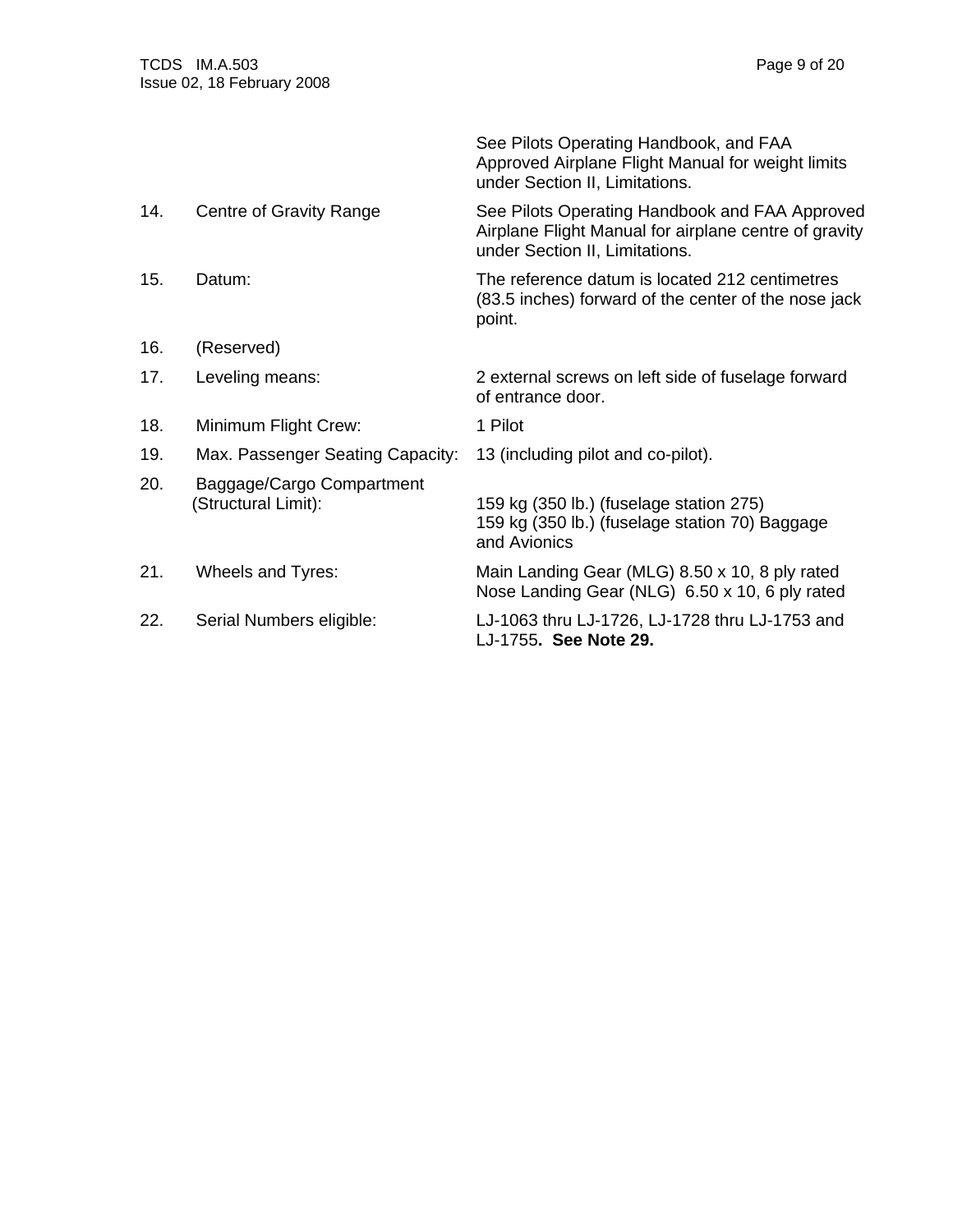| | | |
|---|---|---|
| | | See Pilots Operating Handbook, and FAA Approved Airplane Flight Manual for weight limits under Section II, Limitations. |
| 14. | Centre of Gravity Range | See Pilots Operating Handbook and FAA Approved Airplane Flight Manual for airplane centre of gravity under Section II, Limitations. |
| 15. | Datum: | The reference datum is located 212 centimetres (83.5 inches) forward of the center of the nose jack point. |
| 16. | (Reserved) | |
| 17. | Leveling means: | 2 external screws on left side of fuselage forward of entrance door. |
| 18. | Minimum Flight Crew: | 1 Pilot |
| 19. | Max. Passenger Seating Capacity: | 13 (including pilot and co-pilot). |
| 20. | Baggage/Cargo Compartment (Structural Limit): | 159 kg (350 lb.) (fuselage station 275)<br>159 kg (350 lb.) (fuselage station 70) Baggage and Avionics |
| 21. | Wheels and Tyres: | Main Landing Gear (MLG) 8.50 x 10, 8 ply rated<br>Nose Landing Gear (NLG) 6.50 x 10, 6 ply rated |
| 22. | Serial Numbers eligible: | LJ-1063 thru LJ-1726, LJ-1728 thru LJ-1753 and LJ-1755. **See Note 29.** |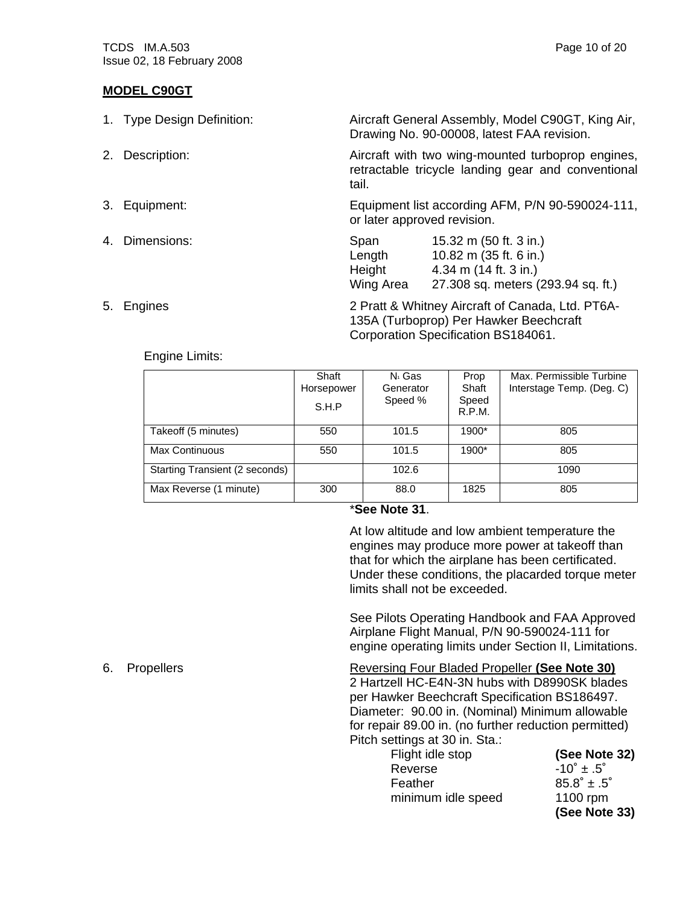## MODEL C90GT

1. Type Design Definition: Aircraft General Assembly, Model C90GT, King Air, Drawing No. 90-00008, latest FAA revision.

2. Description: Aircraft with two wing-mounted turboprop engines, retractable tricycle landing gear and conventional tail.

3. Equipment: Equipment list according AFM, P/N 90-590024-111, or later approved revision.

4. Dimensions:

| | |
|---|---|
| Span | 15.32 m (50 ft. 3 in.) |
| Length | 10.82 m (35 ft. 6 in.) |
| Height | 4.34 m (14 ft. 3 in.) |
| Wing Area | 27.308 sq. meters (293.94 sq. ft.) |

5. Engines: 2 Pratt & Whitney Aircraft of Canada, Ltd. PT6A-135A (Turboprop) Per Hawker Beechcraft Corporation Specification BS184061.

Engine Limits:

| | Shaft Horsepower S.H.P | $N_1$ Gas Generator Speed % | Prop Shaft Speed R.P.M. | Max. Permissible Turbine Interstage Temp. (Deg. C) |
|---|---|---|---|---|
| Takeoff (5 minutes) | 550 | 101.5 | 1900* | 805 |
| Max Continuous | 550 | 101.5 | 1900* | 805 |
| Starting Transient (2 seconds) | | 102.6 | | 1090 |
| Max Reverse (1 minute) | 300 | 88.0 | 1825 | 805 |

***See Note 31**.

At low altitude and low ambient temperature the engines may produce more power at takeoff than that for which the airplane has been certificated. Under these conditions, the placarded torque meter limits shall not be exceeded.

See Pilots Operating Handbook and FAA Approved Airplane Flight Manual, P/N 90-590024-111 for engine operating limits under Section II, Limitations.

6. Propellers: Reversing Four Bladed Propeller **(See Note 30)**
2 Hartzell HC-E4N-3N hubs with D8990SK blades per Hawker Beechcraft Specification BS186497.
Diameter: 90.00 in. (Nominal) Minimum allowable for repair 89.00 in. (no further reduction permitted)
Pitch settings at 30 in. Sta.:

| | |
|---|---|
| Flight idle stop | **(See Note 32)** |
| Reverse | -10˚ ± .5˚ |
| Feather | 85.8˚ ± .5˚ |
| minimum idle speed | 1100 rpm **(See Note 33)** |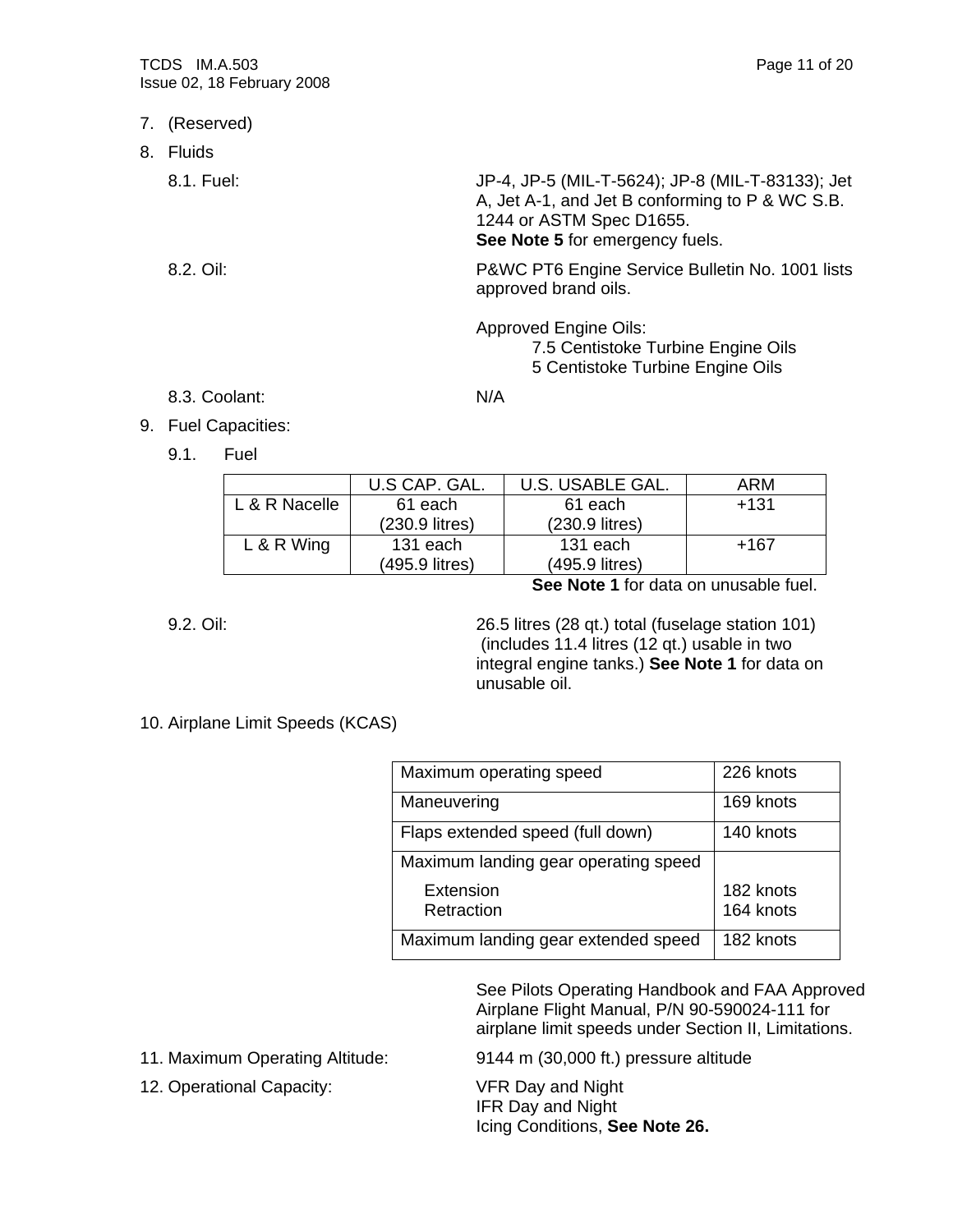7. (Reserved)

8. Fluids

   8.1. Fuel: JP-4, JP-5 (MIL-T-5624); JP-8 (MIL-T-83133); Jet A, Jet A-1, and Jet B conforming to P & WC S.B. 1244 or ASTM Spec D1655.
   **See Note 5** for emergency fuels.

   8.2. Oil: P&WC PT6 Engine Service Bulletin No. 1001 lists approved brand oils.

   Approved Engine Oils:
   7.5 Centistoke Turbine Engine Oils
   5 Centistoke Turbine Engine Oils

   8.3. Coolant: N/A

9. Fuel Capacities:

   9.1. Fuel

| | U.S CAP. GAL. | U.S. USABLE GAL. | ARM |
|---|---|---|---|
| L & R Nacelle | 61 each (230.9 litres) | 61 each (230.9 litres) | +131 |
| L & R Wing | 131 each (495.9 litres) | 131 each (495.9 litres) | +167 |

**See Note 1** for data on unusable fuel.

   9.2. Oil: 26.5 litres (28 qt.) total (fuselage station 101) (includes 11.4 litres (12 qt.) usable in two integral engine tanks.) **See Note 1** for data on unusable oil.

10. Airplane Limit Speeds (KCAS)

| | |
|---|---|
| Maximum operating speed | 226 knots |
| Maneuvering | 169 knots |
| Flaps extended speed (full down) | 140 knots |
| Maximum landing gear operating speed<br>Extension<br>Retraction | <br>182 knots<br>164 knots |
| Maximum landing gear extended speed | 182 knots |

See Pilots Operating Handbook and FAA Approved Airplane Flight Manual, P/N 90-590024-111 for airplane limit speeds under Section II, Limitations.

11. Maximum Operating Altitude: 9144 m (30,000 ft.) pressure altitude

12. Operational Capacity: VFR Day and Night
    IFR Day and Night
    Icing Conditions, **See Note 26.**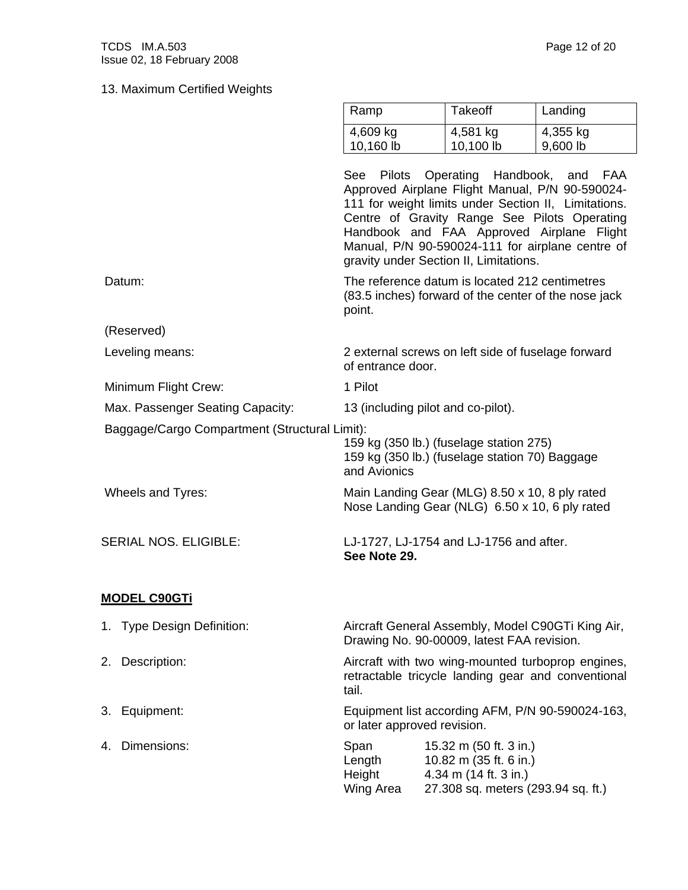13. Maximum Certified Weights

| Ramp | Takeoff | Landing |
|---|---|---|
| 4,609 kg<br>10,160 lb | 4,581 kg<br>10,100 lb | 4,355 kg<br>9,600 lb |

See Pilots Operating Handbook, and FAA Approved Airplane Flight Manual, P/N 90-590024-111 for weight limits under Section II, Limitations. Centre of Gravity Range See Pilots Operating Handbook and FAA Approved Airplane Flight Manual, P/N 90-590024-111 for airplane centre of gravity under Section II, Limitations.

Datum: The reference datum is located 212 centimetres (83.5 inches) forward of the center of the nose jack point.

(Reserved)

Leveling means: 2 external screws on left side of fuselage forward of entrance door.

Minimum Flight Crew: 1 Pilot

Max. Passenger Seating Capacity: 13 (including pilot and co-pilot).

Baggage/Cargo Compartment (Structural Limit):
159 kg (350 lb.) (fuselage station 275)
159 kg (350 lb.) (fuselage station 70) Baggage and Avionics

Wheels and Tyres: Main Landing Gear (MLG) 8.50 x 10, 8 ply rated
Nose Landing Gear (NLG) 6.50 x 10, 6 ply rated

SERIAL NOS. ELIGIBLE: LJ-1727, LJ-1754 and LJ-1756 and after.
**See Note 29.**

**MODEL C90GTi**

1. Type Design Definition: Aircraft General Assembly, Model C90GTi King Air, Drawing No. 90-00009, latest FAA revision.
2. Description: Aircraft with two wing-mounted turboprop engines, retractable tricycle landing gear and conventional tail.
3. Equipment: Equipment list according AFM, P/N 90-590024-163, or later approved revision.
4. Dimensions:
   - Span 15.32 m (50 ft. 3 in.)
   - Length 10.82 m (35 ft. 6 in.)
   - Height 4.34 m (14 ft. 3 in.)
   - Wing Area 27.308 sq. meters (293.94 sq. ft.)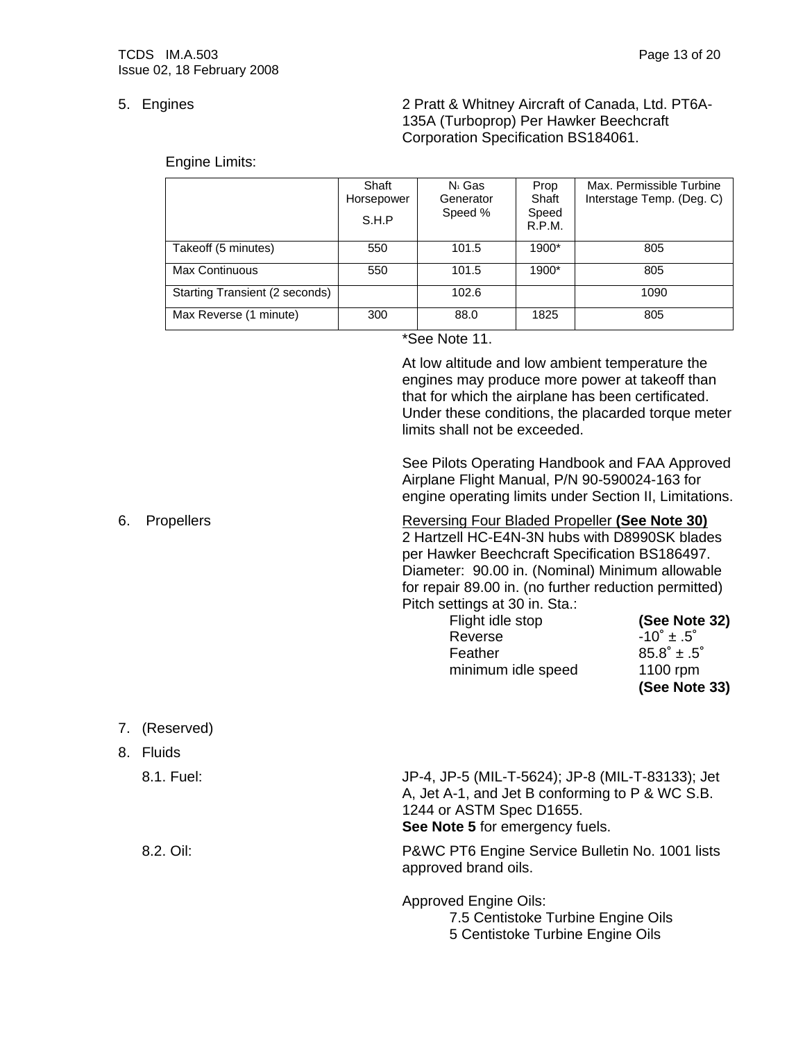5. Engines

2 Pratt & Whitney Aircraft of Canada, Ltd. PT6A-135A (Turboprop) Per Hawker Beechcraft Corporation Specification BS184061.

Engine Limits:

| | Shaft Horsepower S.H.P | $N_1$ Gas Generator Speed % | Prop Shaft Speed R.P.M. | Max. Permissible Turbine Interstage Temp. (Deg. C) |
|---|---|---|---|---|
| Takeoff (5 minutes) | 550 | 101.5 | 1900* | 805 |
| Max Continuous | 550 | 101.5 | 1900* | 805 |
| Starting Transient (2 seconds) | | 102.6 | | 1090 |
| Max Reverse (1 minute) | 300 | 88.0 | 1825 | 805 |

*See Note 11.

At low altitude and low ambient temperature the engines may produce more power at takeoff than that for which the airplane has been certificated. Under these conditions, the placarded torque meter limits shall not be exceeded.

See Pilots Operating Handbook and FAA Approved Airplane Flight Manual, P/N 90-590024-163 for engine operating limits under Section II, Limitations.

6. Propellers

Reversing Four Bladed Propeller **(See Note 30)**
2 Hartzell HC-E4N-3N hubs with D8990SK blades per Hawker Beechcraft Specification BS186497.
Diameter: 90.00 in. (Nominal) Minimum allowable for repair 89.00 in. (no further reduction permitted)
Pitch settings at 30 in. Sta.:

| | |
|---|---|
| Flight idle stop | **(See Note 32)** |
| Reverse | -10˚ ± .5˚ |
| Feather | 85.8˚ ± .5˚ |
| minimum idle speed | 1100 rpm **(See Note 33)** |

7. (Reserved)

8. Fluids

8.1. Fuel:

JP-4, JP-5 (MIL-T-5624); JP-8 (MIL-T-83133); Jet A, Jet A-1, and Jet B conforming to P & WC S.B. 1244 or ASTM Spec D1655.
**See Note 5** for emergency fuels.

8.2. Oil:

P&WC PT6 Engine Service Bulletin No. 1001 lists approved brand oils.

Approved Engine Oils:
7.5 Centistoke Turbine Engine Oils
5 Centistoke Turbine Engine Oils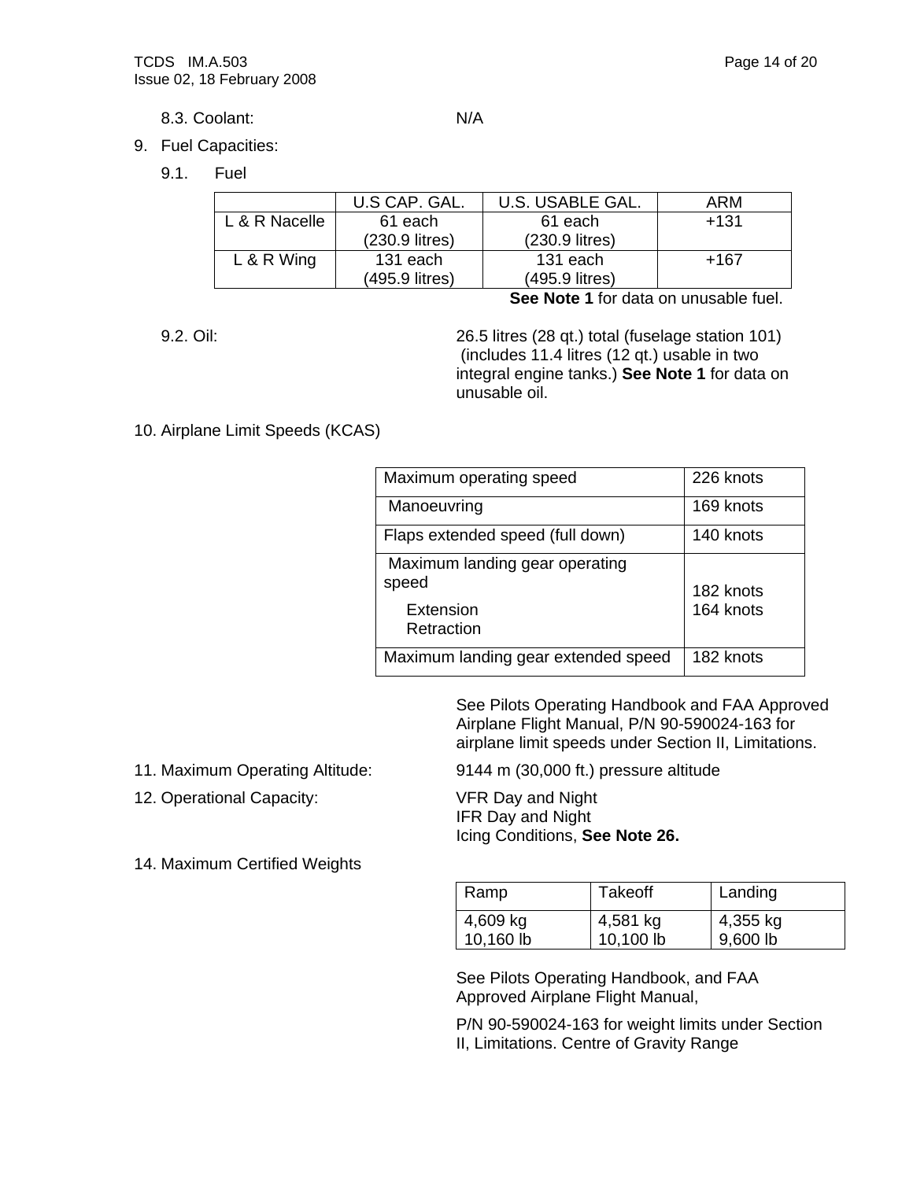8.3. Coolant: N/A

9. Fuel Capacities:

9.1. Fuel

| | U.S CAP. GAL. | U.S. USABLE GAL. | ARM |
|---|---|---|---|
| L & R Nacelle | 61 each (230.9 litres) | 61 each (230.9 litres) | +131 |
| L & R Wing | 131 each (495.9 litres) | 131 each (495.9 litres) | +167 |

**See Note 1** for data on unusable fuel.

9.2. Oil: 26.5 litres (28 qt.) total (fuselage station 101) (includes 11.4 litres (12 qt.) usable in two integral engine tanks.) **See Note 1** for data on unusable oil.

10. Airplane Limit Speeds (KCAS)

| | |
|---|---|
| Maximum operating speed | 226 knots |
| Manoeuvring | 169 knots |
| Flaps extended speed (full down) | 140 knots |
| Maximum landing gear operating speed<br>Extension<br>Retraction | <br>182 knots<br>164 knots |
| Maximum landing gear extended speed | 182 knots |

See Pilots Operating Handbook and FAA Approved Airplane Flight Manual, P/N 90-590024-163 for airplane limit speeds under Section II, Limitations.

11. Maximum Operating Altitude: 9144 m (30,000 ft.) pressure altitude

12. Operational Capacity: VFR Day and Night
IFR Day and Night
Icing Conditions, **See Note 26.**

14. Maximum Certified Weights

| Ramp | Takeoff | Landing |
|---|---|---|
| 4,609 kg<br>10,160 lb | 4,581 kg<br>10,100 lb | 4,355 kg<br>9,600 lb |

See Pilots Operating Handbook, and FAA Approved Airplane Flight Manual,

P/N 90-590024-163 for weight limits under Section II, Limitations. Centre of Gravity Range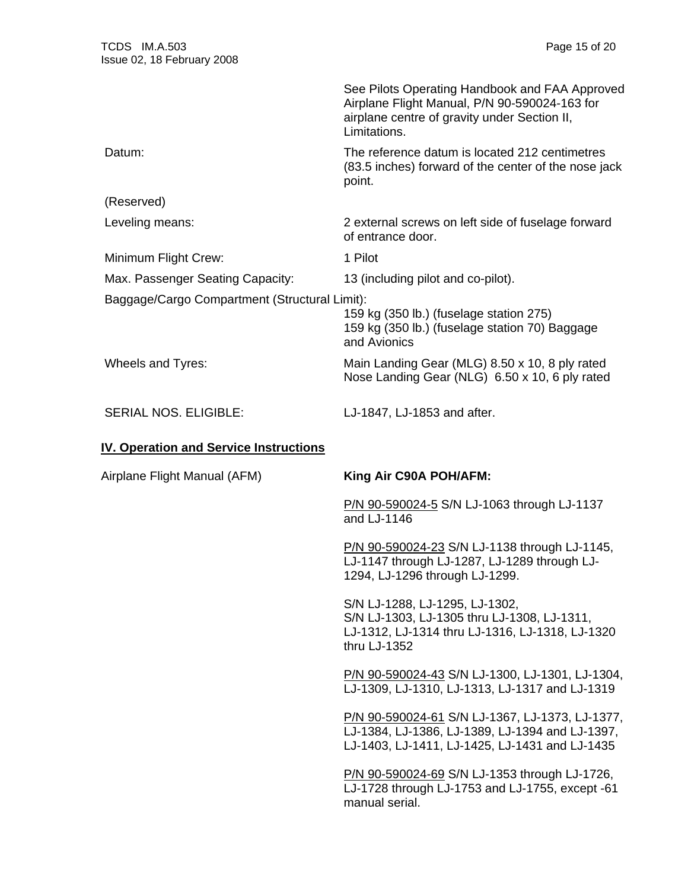| | |
|---|---|
| | See Pilots Operating Handbook and FAA Approved Airplane Flight Manual, P/N 90-590024-163 for airplane centre of gravity under Section II, Limitations. |
| Datum: | The reference datum is located 212 centimetres (83.5 inches) forward of the center of the nose jack point. |
| (Reserved) | |
| Leveling means: | 2 external screws on left side of fuselage forward of entrance door. |
| Minimum Flight Crew: | 1 Pilot |
| Max. Passenger Seating Capacity: | 13 (including pilot and co-pilot). |
| Baggage/Cargo Compartment (Structural Limit): | 159 kg (350 lb.) (fuselage station 275)<br>159 kg (350 lb.) (fuselage station 70) Baggage and Avionics |
| Wheels and Tyres: | Main Landing Gear (MLG) 8.50 x 10, 8 ply rated<br>Nose Landing Gear (NLG) 6.50 x 10, 6 ply rated |
| SERIAL NOS. ELIGIBLE: | LJ-1847, LJ-1853 and after. |

## IV. Operation and Service Instructions

Airplane Flight Manual (AFM)

**King Air C90A POH/AFM:**

P/N 90-590024-5 S/N LJ-1063 through LJ-1137 and LJ-1146

P/N 90-590024-23 S/N LJ-1138 through LJ-1145, LJ-1147 through LJ-1287, LJ-1289 through LJ-1294, LJ-1296 through LJ-1299.

S/N LJ-1288, LJ-1295, LJ-1302,
S/N LJ-1303, LJ-1305 thru LJ-1308, LJ-1311, LJ-1312, LJ-1314 thru LJ-1316, LJ-1318, LJ-1320 thru LJ-1352

P/N 90-590024-43 S/N LJ-1300, LJ-1301, LJ-1304, LJ-1309, LJ-1310, LJ-1313, LJ-1317 and LJ-1319

P/N 90-590024-61 S/N LJ-1367, LJ-1373, LJ-1377, LJ-1384, LJ-1386, LJ-1389, LJ-1394 and LJ-1397, LJ-1403, LJ-1411, LJ-1425, LJ-1431 and LJ-1435

P/N 90-590024-69 S/N LJ-1353 through LJ-1726, LJ-1728 through LJ-1753 and LJ-1755, except -61 manual serial.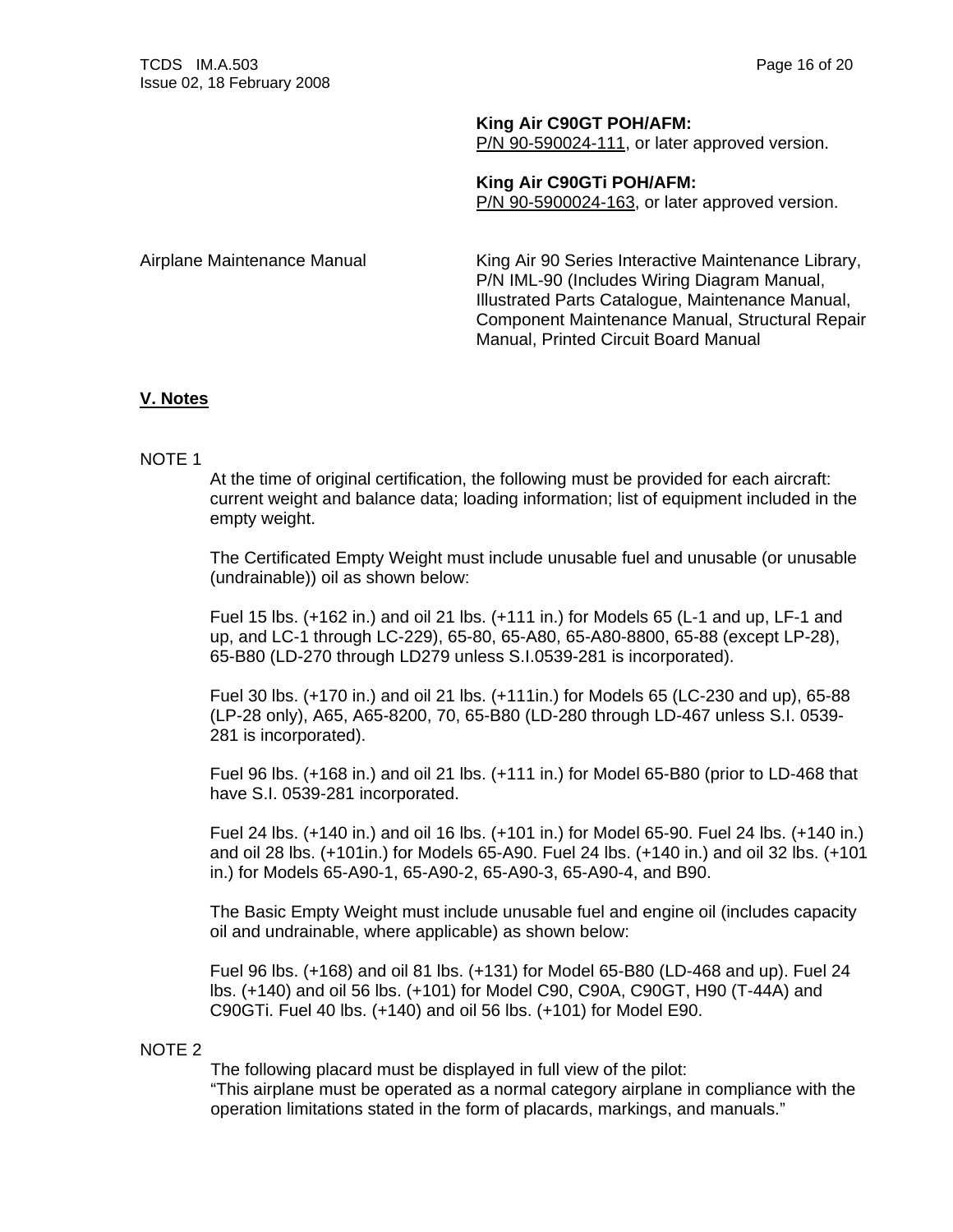**King Air C90GT POH/AFM:**
P/N 90-590024-111, or later approved version.

**King Air C90GTi POH/AFM:**
P/N 90-5900024-163, or later approved version.

| | |
|---|---|
| Airplane Maintenance Manual | King Air 90 Series Interactive Maintenance Library, P/N IML-90 (Includes Wiring Diagram Manual, Illustrated Parts Catalogue, Maintenance Manual, Component Maintenance Manual, Structural Repair Manual, Printed Circuit Board Manual |

## V. Notes

NOTE 1

At the time of original certification, the following must be provided for each aircraft: current weight and balance data; loading information; list of equipment included in the empty weight.

The Certificated Empty Weight must include unusable fuel and unusable (or unusable (undrainable)) oil as shown below:

Fuel 15 lbs. (+162 in.) and oil 21 lbs. (+111 in.) for Models 65 (L-1 and up, LF-1 and up, and LC-1 through LC-229), 65-80, 65-A80, 65-A80-8800, 65-88 (except LP-28), 65-B80 (LD-270 through LD279 unless S.I.0539-281 is incorporated).

Fuel 30 lbs. (+170 in.) and oil 21 lbs. (+111in.) for Models 65 (LC-230 and up), 65-88 (LP-28 only), A65, A65-8200, 70, 65-B80 (LD-280 through LD-467 unless S.I. 0539-281 is incorporated).

Fuel 96 lbs. (+168 in.) and oil 21 lbs. (+111 in.) for Model 65-B80 (prior to LD-468 that have S.I. 0539-281 incorporated.

Fuel 24 lbs. (+140 in.) and oil 16 lbs. (+101 in.) for Model 65-90. Fuel 24 lbs. (+140 in.) and oil 28 lbs. (+101in.) for Models 65-A90. Fuel 24 lbs. (+140 in.) and oil 32 lbs. (+101 in.) for Models 65-A90-1, 65-A90-2, 65-A90-3, 65-A90-4, and B90.

The Basic Empty Weight must include unusable fuel and engine oil (includes capacity oil and undrainable, where applicable) as shown below:

Fuel 96 lbs. (+168) and oil 81 lbs. (+131) for Model 65-B80 (LD-468 and up). Fuel 24 lbs. (+140) and oil 56 lbs. (+101) for Model C90, C90A, C90GT, H90 (T-44A) and C90GTi. Fuel 40 lbs. (+140) and oil 56 lbs. (+101) for Model E90.

NOTE 2

The following placard must be displayed in full view of the pilot:
"This airplane must be operated as a normal category airplane in compliance with the operation limitations stated in the form of placards, markings, and manuals."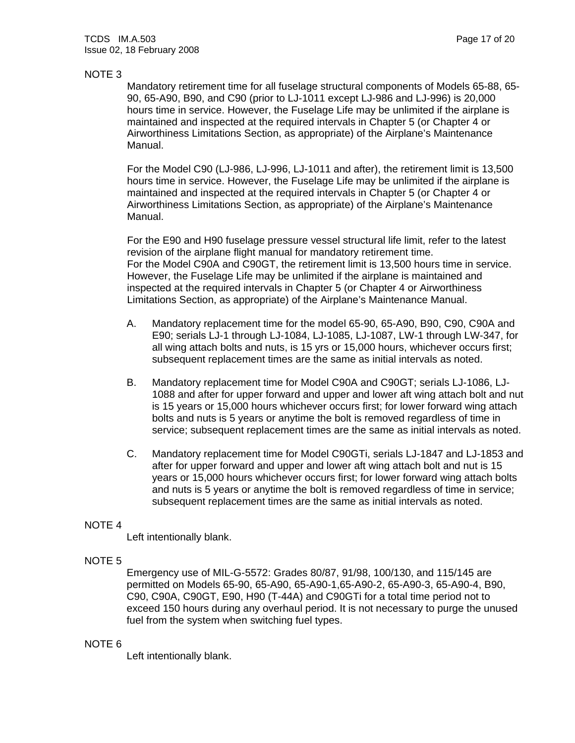NOTE 3

Mandatory retirement time for all fuselage structural components of Models 65-88, 65-90, 65-A90, B90, and C90 (prior to LJ-1011 except LJ-986 and LJ-996) is 20,000 hours time in service. However, the Fuselage Life may be unlimited if the airplane is maintained and inspected at the required intervals in Chapter 5 (or Chapter 4 or Airworthiness Limitations Section, as appropriate) of the Airplane's Maintenance Manual.

For the Model C90 (LJ-986, LJ-996, LJ-1011 and after), the retirement limit is 13,500 hours time in service. However, the Fuselage Life may be unlimited if the airplane is maintained and inspected at the required intervals in Chapter 5 (or Chapter 4 or Airworthiness Limitations Section, as appropriate) of the Airplane's Maintenance Manual.

For the E90 and H90 fuselage pressure vessel structural life limit, refer to the latest revision of the airplane flight manual for mandatory retirement time.
For the Model C90A and C90GT, the retirement limit is 13,500 hours time in service. However, the Fuselage Life may be unlimited if the airplane is maintained and inspected at the required intervals in Chapter 5 (or Chapter 4 or Airworthiness Limitations Section, as appropriate) of the Airplane's Maintenance Manual.

A. Mandatory replacement time for the model 65-90, 65-A90, B90, C90, C90A and E90; serials LJ-1 through LJ-1084, LJ-1085, LJ-1087, LW-1 through LW-347, for all wing attach bolts and nuts, is 15 yrs or 15,000 hours, whichever occurs first; subsequent replacement times are the same as initial intervals as noted.

B. Mandatory replacement time for Model C90A and C90GT; serials LJ-1086, LJ-1088 and after for upper forward and upper and lower aft wing attach bolt and nut is 15 years or 15,000 hours whichever occurs first; for lower forward wing attach bolts and nuts is 5 years or anytime the bolt is removed regardless of time in service; subsequent replacement times are the same as initial intervals as noted.

C. Mandatory replacement time for Model C90GTi, serials LJ-1847 and LJ-1853 and after for upper forward and upper and lower aft wing attach bolt and nut is 15 years or 15,000 hours whichever occurs first; for lower forward wing attach bolts and nuts is 5 years or anytime the bolt is removed regardless of time in service; subsequent replacement times are the same as initial intervals as noted.

NOTE 4

Left intentionally blank.

NOTE 5

Emergency use of MIL-G-5572: Grades 80/87, 91/98, 100/130, and 115/145 are permitted on Models 65-90, 65-A90, 65-A90-1,65-A90-2, 65-A90-3, 65-A90-4, B90, C90, C90A, C90GT, E90, H90 (T-44A) and C90GTi for a total time period not to exceed 150 hours during any overhaul period. It is not necessary to purge the unused fuel from the system when switching fuel types.

NOTE 6

Left intentionally blank.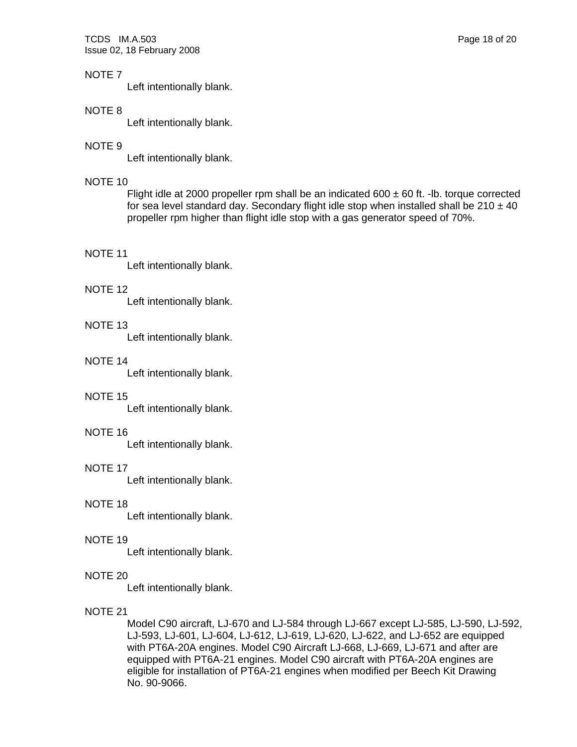NOTE 7

Left intentionally blank.

NOTE 8

Left intentionally blank.

NOTE 9

Left intentionally blank.

NOTE 10

Flight idle at 2000 propeller rpm shall be an indicated 600 ± 60 ft. -lb. torque corrected for sea level standard day. Secondary flight idle stop when installed shall be 210 ± 40 propeller rpm higher than flight idle stop with a gas generator speed of 70%.

NOTE 11

Left intentionally blank.

NOTE 12

Left intentionally blank.

NOTE 13

Left intentionally blank.

NOTE 14

Left intentionally blank.

NOTE 15

Left intentionally blank.

NOTE 16

Left intentionally blank.

NOTE 17

Left intentionally blank.

NOTE 18

Left intentionally blank.

NOTE 19

Left intentionally blank.

NOTE 20

Left intentionally blank.

NOTE 21

Model C90 aircraft, LJ-670 and LJ-584 through LJ-667 except LJ-585, LJ-590, LJ-592, LJ-593, LJ-601, LJ-604, LJ-612, LJ-619, LJ-620, LJ-622, and LJ-652 are equipped with PT6A-20A engines. Model C90 Aircraft LJ-668, LJ-669, LJ-671 and after are equipped with PT6A-21 engines. Model C90 aircraft with PT6A-20A engines are eligible for installation of PT6A-21 engines when modified per Beech Kit Drawing No. 90-9066.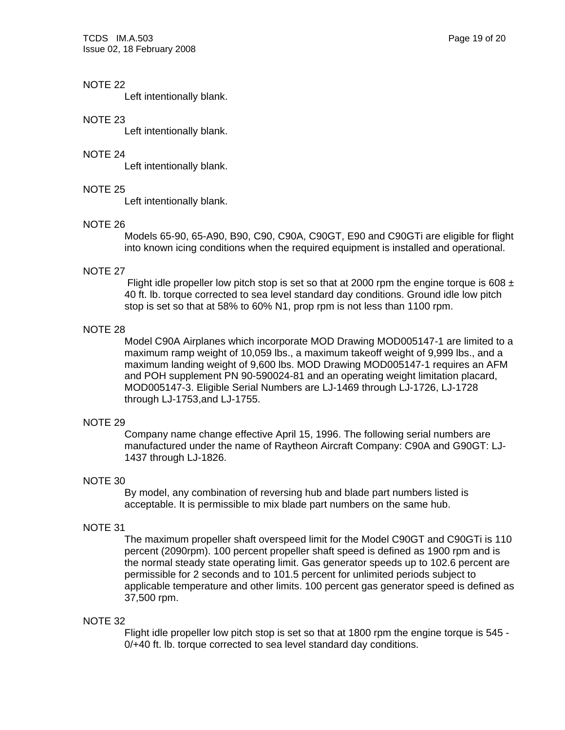NOTE 22

Left intentionally blank.

NOTE 23

Left intentionally blank.

NOTE 24

Left intentionally blank.

NOTE 25

Left intentionally blank.

NOTE 26

Models 65-90, 65-A90, B90, C90, C90A, C90GT, E90 and C90GTi are eligible for flight into known icing conditions when the required equipment is installed and operational.

NOTE 27

Flight idle propeller low pitch stop is set so that at 2000 rpm the engine torque is 608 ± 40 ft. lb. torque corrected to sea level standard day conditions. Ground idle low pitch stop is set so that at 58% to 60% N1, prop rpm is not less than 1100 rpm.

NOTE 28

Model C90A Airplanes which incorporate MOD Drawing MOD005147-1 are limited to a maximum ramp weight of 10,059 lbs., a maximum takeoff weight of 9,999 lbs., and a maximum landing weight of 9,600 lbs. MOD Drawing MOD005147-1 requires an AFM and POH supplement PN 90-590024-81 and an operating weight limitation placard, MOD005147-3. Eligible Serial Numbers are LJ-1469 through LJ-1726, LJ-1728 through LJ-1753,and LJ-1755.

NOTE 29

Company name change effective April 15, 1996. The following serial numbers are manufactured under the name of Raytheon Aircraft Company: C90A and G90GT: LJ-1437 through LJ-1826.

NOTE 30

By model, any combination of reversing hub and blade part numbers listed is acceptable. It is permissible to mix blade part numbers on the same hub.

NOTE 31

The maximum propeller shaft overspeed limit for the Model C90GT and C90GTi is 110 percent (2090rpm). 100 percent propeller shaft speed is defined as 1900 rpm and is the normal steady state operating limit. Gas generator speeds up to 102.6 percent are permissible for 2 seconds and to 101.5 percent for unlimited periods subject to applicable temperature and other limits. 100 percent gas generator speed is defined as 37,500 rpm.

NOTE 32

Flight idle propeller low pitch stop is set so that at 1800 rpm the engine torque is 545 -0/+40 ft. lb. torque corrected to sea level standard day conditions.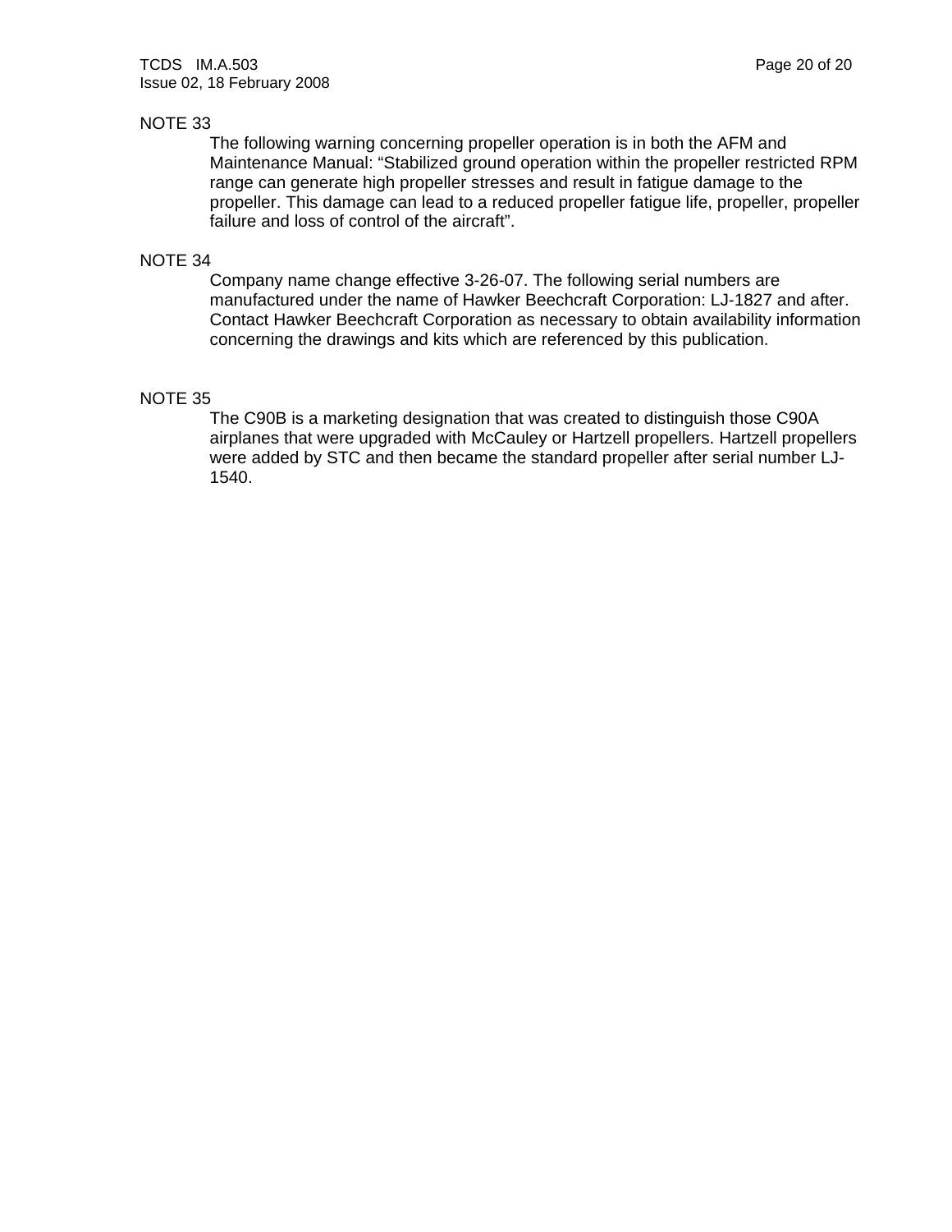NOTE 33

The following warning concerning propeller operation is in both the AFM and Maintenance Manual: “Stabilized ground operation within the propeller restricted RPM range can generate high propeller stresses and result in fatigue damage to the propeller. This damage can lead to a reduced propeller fatigue life, propeller, propeller failure and loss of control of the aircraft”.

NOTE 34

Company name change effective 3-26-07. The following serial numbers are manufactured under the name of Hawker Beechcraft Corporation: LJ-1827 and after. Contact Hawker Beechcraft Corporation as necessary to obtain availability information concerning the drawings and kits which are referenced by this publication.

NOTE 35

The C90B is a marketing designation that was created to distinguish those C90A airplanes that were upgraded with McCauley or Hartzell propellers. Hartzell propellers were added by STC and then became the standard propeller after serial number LJ-1540.